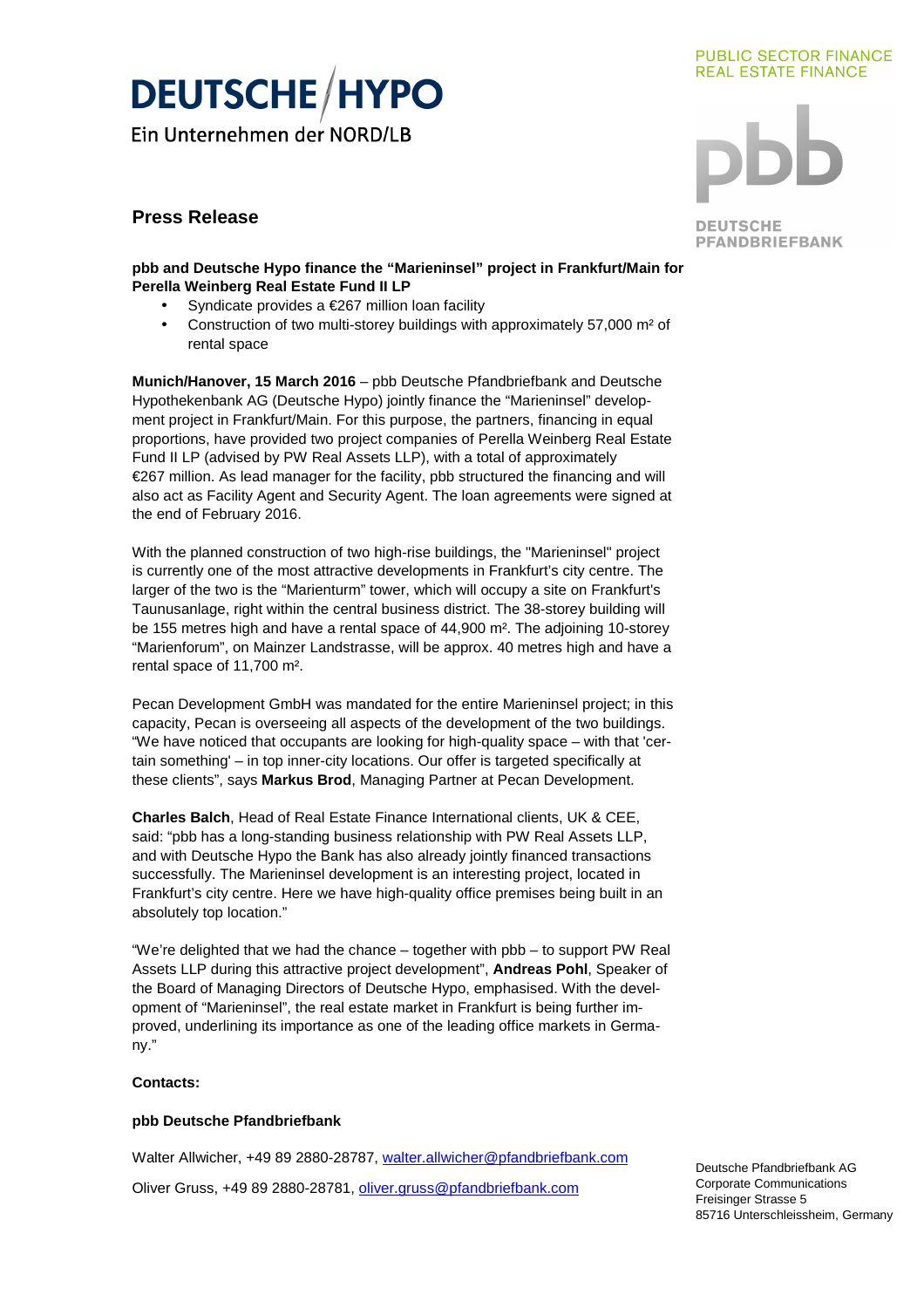DEUTSCHE HYPO

Ein Unternehmen der NORD/LB

PUBLIC SECTOR FINANCE
REAL ESTATE FINANCE

pbb

DEUTSCHE PFANDBRIEFBANK

## Press Release

**pbb and Deutsche Hypo finance the "Marieninsel" project in Frankfurt/Main for Perella Weinberg Real Estate Fund II LP**

- Syndicate provides a €267 million loan facility
- Construction of two multi-storey buildings with approximately 57,000 m² of rental space

**Munich/Hanover, 15 March 2016** – pbb Deutsche Pfandbriefbank and Deutsche Hypothekenbank AG (Deutsche Hypo) jointly finance the "Marieninsel" development project in Frankfurt/Main. For this purpose, the partners, financing in equal proportions, have provided two project companies of Perella Weinberg Real Estate Fund II LP (advised by PW Real Assets LLP), with a total of approximately €267 million. As lead manager for the facility, pbb structured the financing and will also act as Facility Agent and Security Agent. The loan agreements were signed at the end of February 2016.

With the planned construction of two high-rise buildings, the "Marieninsel" project is currently one of the most attractive developments in Frankfurt's city centre. The larger of the two is the "Marienturm" tower, which will occupy a site on Frankfurt's Taunusanlage, right within the central business district. The 38-storey building will be 155 metres high and have a rental space of 44,900 m². The adjoining 10-storey "Marienforum", on Mainzer Landstrasse, will be approx. 40 metres high and have a rental space of 11,700 m².

Pecan Development GmbH was mandated for the entire Marieninsel project; in this capacity, Pecan is overseeing all aspects of the development of the two buildings. "We have noticed that occupants are looking for high-quality space – with that 'certain something' – in top inner-city locations. Our offer is targeted specifically at these clients", says **Markus Brod**, Managing Partner at Pecan Development.

**Charles Balch**, Head of Real Estate Finance International clients, UK & CEE, said: "pbb has a long-standing business relationship with PW Real Assets LLP, and with Deutsche Hypo the Bank has also already jointly financed transactions successfully. The Marieninsel development is an interesting project, located in Frankfurt's city centre. Here we have high-quality office premises being built in an absolutely top location."

"We're delighted that we had the chance – together with pbb – to support PW Real Assets LLP during this attractive project development", **Andreas Pohl**, Speaker of the Board of Managing Directors of Deutsche Hypo, emphasised. With the development of "Marieninsel", the real estate market in Frankfurt is being further improved, underlining its importance as one of the leading office markets in Germany."

**Contacts:**

**pbb Deutsche Pfandbriefbank**

Walter Allwicher, +49 89 2880-28787, walter.allwicher@pfandbriefbank.com

Oliver Gruss, +49 89 2880-28781, oliver.gruss@pfandbriefbank.com

Deutsche Pfandbriefbank AG
Corporate Communications
Freisinger Strasse 5
85716 Unterschleissheim, Germany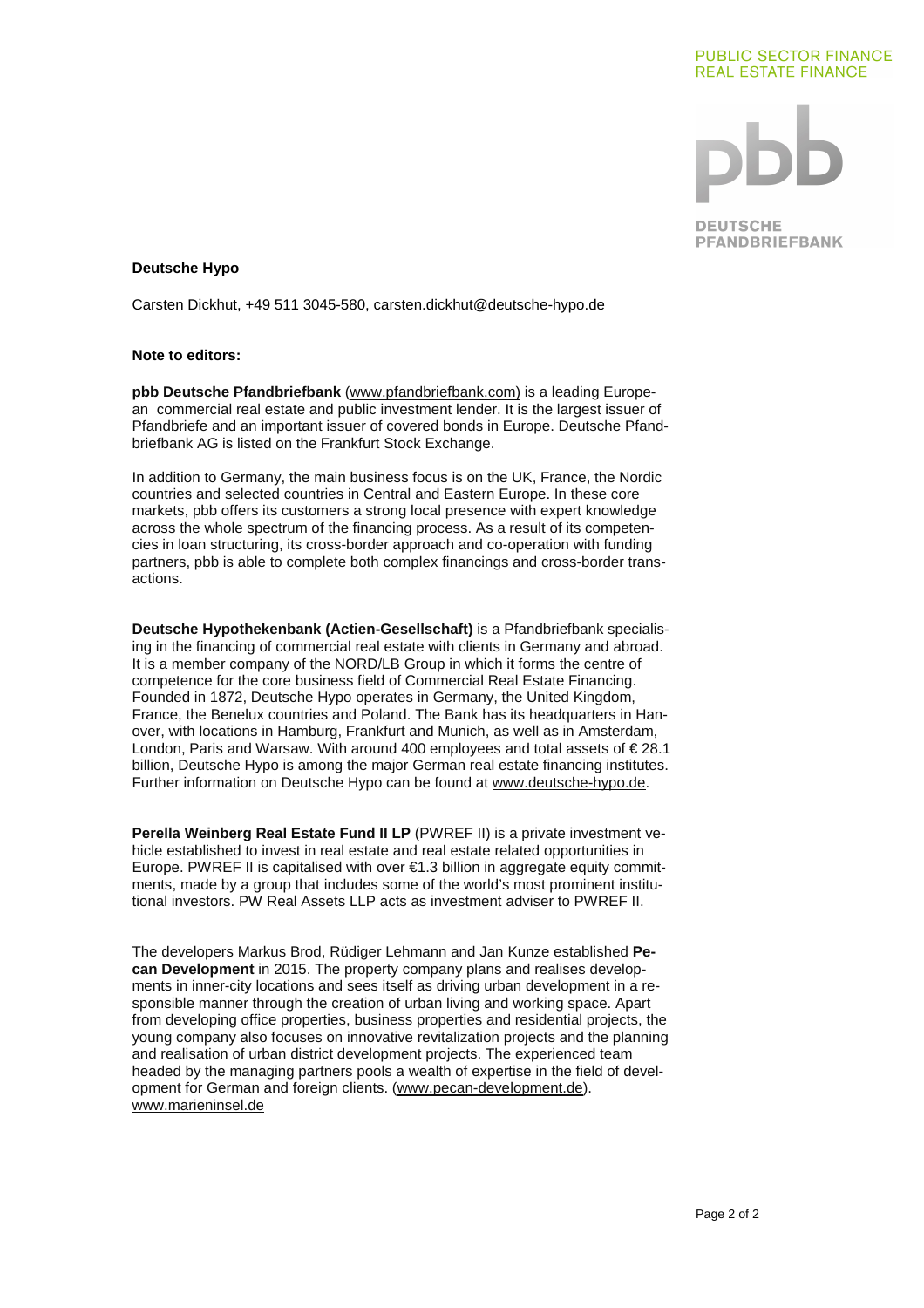**Deutsche Hypo**

Carsten Dickhut, +49 511 3045-580, carsten.dickhut@deutsche-hypo.de

**Note to editors:**

**pbb Deutsche Pfandbriefbank** (www.pfandbriefbank.com) is a leading European commercial real estate and public investment lender. It is the largest issuer of Pfandbriefe and an important issuer of covered bonds in Europe. Deutsche Pfandbriefbank AG is listed on the Frankfurt Stock Exchange.

In addition to Germany, the main business focus is on the UK, France, the Nordic countries and selected countries in Central and Eastern Europe. In these core markets, pbb offers its customers a strong local presence with expert knowledge across the whole spectrum of the financing process. As a result of its competencies in loan structuring, its cross-border approach and co-operation with funding partners, pbb is able to complete both complex financings and cross-border transactions.

**Deutsche Hypothekenbank (Actien-Gesellschaft)** is a Pfandbriefbank specialising in the financing of commercial real estate with clients in Germany and abroad. It is a member company of the NORD/LB Group in which it forms the centre of competence for the core business field of Commercial Real Estate Financing. Founded in 1872, Deutsche Hypo operates in Germany, the United Kingdom, France, the Benelux countries and Poland. The Bank has its headquarters in Hanover, with locations in Hamburg, Frankfurt and Munich, as well as in Amsterdam, London, Paris and Warsaw. With around 400 employees and total assets of € 28.1 billion, Deutsche Hypo is among the major German real estate financing institutes. Further information on Deutsche Hypo can be found at www.deutsche-hypo.de.

**Perella Weinberg Real Estate Fund II LP** (PWREF II) is a private investment vehicle established to invest in real estate and real estate related opportunities in Europe. PWREF II is capitalised with over €1.3 billion in aggregate equity commitments, made by a group that includes some of the world's most prominent institutional investors. PW Real Assets LLP acts as investment adviser to PWREF II.

The developers Markus Brod, Rüdiger Lehmann and Jan Kunze established **Pecan Development** in 2015. The property company plans and realises developments in inner-city locations and sees itself as driving urban development in a responsible manner through the creation of urban living and working space. Apart from developing office properties, business properties and residential projects, the young company also focuses on innovative revitalization projects and the planning and realisation of urban district development projects. The experienced team headed by the managing partners pools a wealth of expertise in the field of development for German and foreign clients. (www.pecan-development.de).
www.marieninsel.de